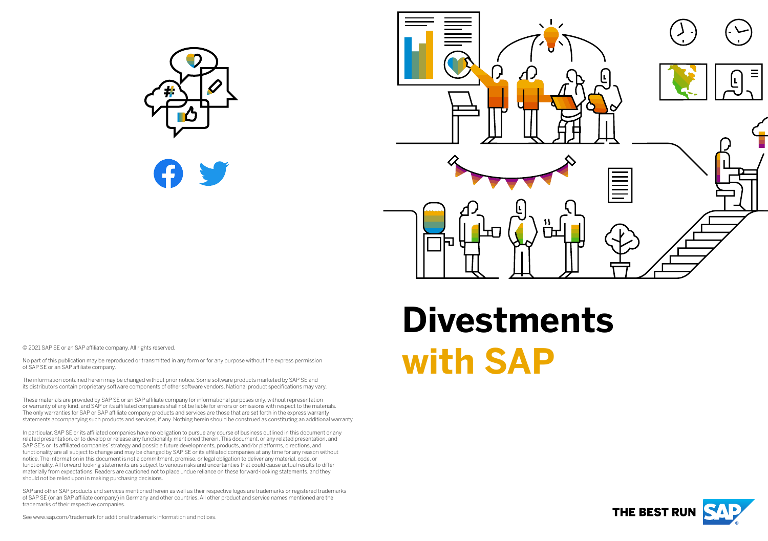# Divestments with SAP

© 2021 SAP SE or an SAP affiliate company. All rights reserved.

No part of this publication may be reproduced or transmitted in any form or for any purpose without the express permission of SAP SE or an SAP affiliate company.

The information contained herein may be changed without prior notice. Some software products marketed by SAP SE and its distributors contain proprietary software components of other software vendors. National product specifications may vary.

These materials are provided by SAP SE or an SAP affiliate company for informational purposes only, without representation or warranty of any kind, and SAP or its affiliated companies shall not be liable for errors or omissions with respect to the materials. The only warranties for SAP or SAP affiliate company products and services are those that are set forth in the express warranty statements accompanying such products and services, if any. Nothing herein should be construed as constituting an additional warranty.

In particular, SAP SE or its affiliated companies have no obligation to pursue any course of business outlined in this document or any related presentation, or to develop or release any functionality mentioned therein. This document, or any related presentation, and SAP SE's or its affiliated companies' strategy and possible future developments, products, and/or platforms, directions, and functionality are all subject to change and may be changed by SAP SE or its affiliated companies at any time for any reason without notice. The information in this document is not a commitment, promise, or legal obligation to deliver any material, code, or functionality. All forward-looking statements are subject to various risks and uncertainties that could cause actual results to differ materially from expectations. Readers are cautioned not to place undue reliance on these forward-looking statements, and they should not be relied upon in making purchasing decisions.

SAP and other SAP products and services mentioned herein as well as their respective logos are trademarks or registered trademarks of SAP SE (or an SAP affiliate company) in Germany and other countries. All other product and service names mentioned are the trademarks of their respective companies.

See www.sap.com/trademark for additional trademark information and notices.

THE BEST RUN SAP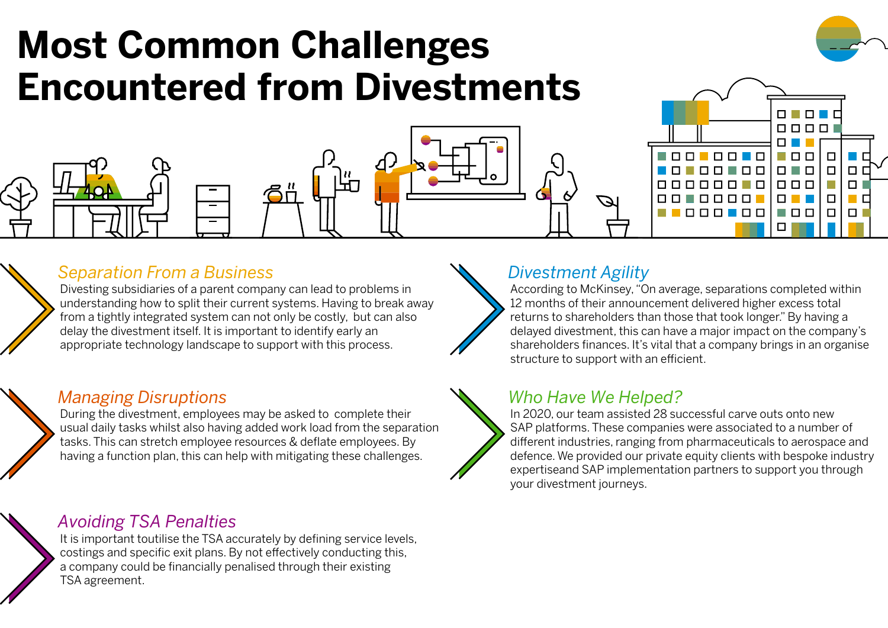# Most Common Challenges Encountered from Divestments

### *Separation From a Business*

Divesting subsidiaries of a parent company can lead to problems in understanding how to split their current systems. Having to break away from a tightly integrated system can not only be costly, but can also delay the divestment itself. It is important to identify early an appropriate technology landscape to support with this process.

### *Managing Disruptions*

During the divestment, employees may be asked to complete their usual daily tasks whilst also having added work load from the separation tasks. This can stretch employee resources & deflate employees. By having a function plan, this can help with mitigating these challenges.

### *Avoiding TSA Penalties*

It is important toutilise the TSA accurately by defining service levels, costings and specific exit plans. By not effectively conducting this, a company could be financially penalised through their existing TSA agreement.

### *Divestment Agility*

According to McKinsey, "On average, separations completed within 12 months of their announcement delivered higher excess total returns to shareholders than those that took longer." By having a delayed divestment, this can have a major impact on the company's shareholders finances. It's vital that a company brings in an organise structure to support with an efficient.

### *Who Have We Helped?*

In 2020, our team assisted 28 successful carve outs onto new SAP platforms. These companies were associated to a number of different industries, ranging from pharmaceuticals to aerospace and defence. We provided our private equity clients with bespoke industry expertiseand SAP implementation partners to support you through your divestment journeys.